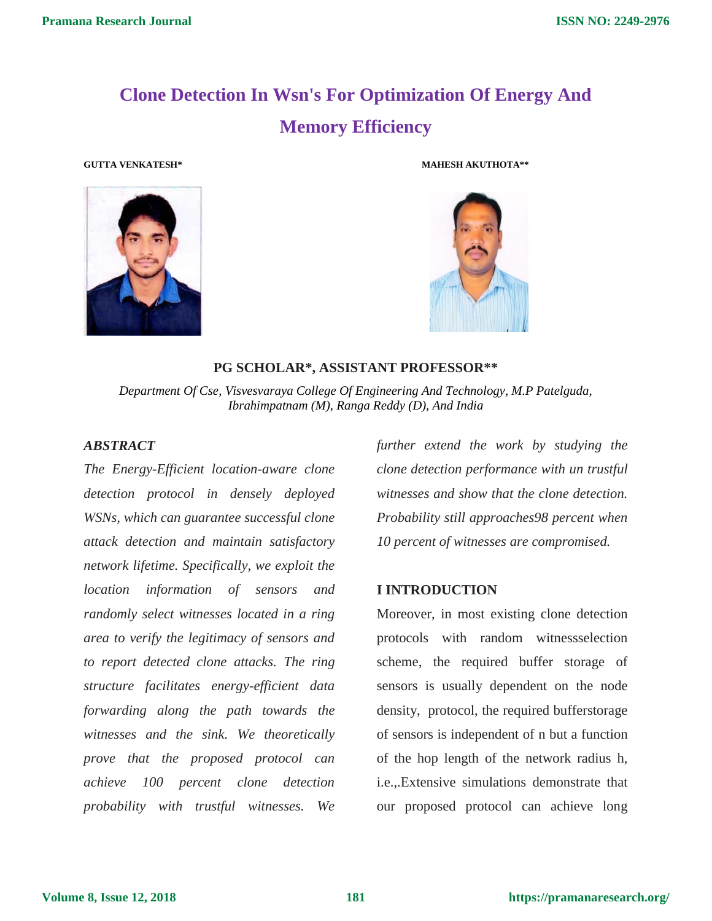# Clone Detection In Wsn's For Optimization Of Energy And Memory Efficiency

**GUTTA VENKATESH*** **MAHESH AKUTHOTA****

**PG SCHOLAR*, ASSISTANT PROFESSOR****

*Department Of Cse, Visvesvaraya College Of Engineering And Technology, M.P Patelguda, Ibrahimpatnam (M), Ranga Reddy (D), And India*

## *ABSTRACT*

*The Energy-Efficient location-aware clone detection protocol in densely deployed WSNs, which can guarantee successful clone attack detection and maintain satisfactory network lifetime. Specifically, we exploit the location information of sensors and randomly select witnesses located in a ring area to verify the legitimacy of sensors and to report detected clone attacks. The ring structure facilitates energy-efficient data forwarding along the path towards the witnesses and the sink. We theoretically prove that the proposed protocol can achieve 100 percent clone detection probability with trustful witnesses. We further extend the work by studying the clone detection performance with un trustful witnesses and show that the clone detection. Probability still approaches98 percent when 10 percent of witnesses are compromised.*

## I INTRODUCTION

Moreover, in most existing clone detection protocols with random witnessselection scheme, the required buffer storage of sensors is usually dependent on the node density, protocol, the required bufferstorage of sensors is independent of n but a function of the hop length of the network radius h, i.e.,.Extensive simulations demonstrate that our proposed protocol can achieve long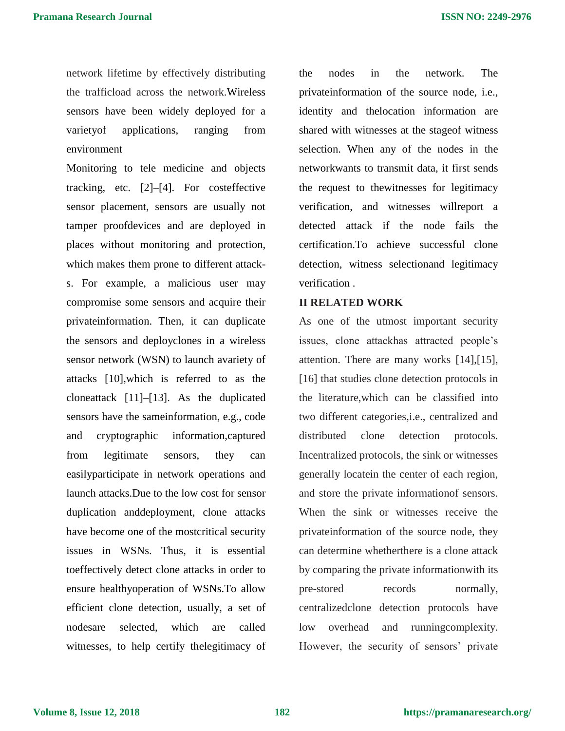network lifetime by effectively distributing the trafficload across the network.Wireless sensors have been widely deployed for a varietyof applications, ranging from environment

Monitoring to tele medicine and objects tracking, etc. [2]–[4]. For costeffective sensor placement, sensors are usually not tamper proofdevices and are deployed in places without monitoring and protection, which makes them prone to different attack-s. For example, a malicious user may compromise some sensors and acquire their privateinformation. Then, it can duplicate the sensors and deployclones in a wireless sensor network (WSN) to launch avariety of attacks [10],which is referred to as the cloneattack [11]–[13]. As the duplicated sensors have the sameinformation, e.g., code and cryptographic information,captured from legitimate sensors, they can easilyparticipate in network operations and launch attacks.Due to the low cost for sensor duplication anddeployment, clone attacks have become one of the mostcritical security issues in WSNs. Thus, it is essential toeffectively detect clone attacks in order to ensure healthyoperation of WSNs.To allow efficient clone detection, usually, a set of nodesare selected, which are called witnesses, to help certify thelegitimacy of the nodes in the network. The privateinformation of the source node, i.e., identity and thelocation information are shared with witnesses at the stageof witness selection. When any of the nodes in the networkwants to transmit data, it first sends the request to thewitnesses for legitimacy verification, and witnesses willreport a detected attack if the node fails the certification.To achieve successful clone detection, witness selectionand legitimacy verification .

## II RELATED WORK

As one of the utmost important security issues, clone attackhas attracted people's attention. There are many works [14],[15],[16] that studies clone detection protocols in the literature,which can be classified into two different categories,i.e., centralized and distributed clone detection protocols. Incentralized protocols, the sink or witnesses generally locatein the center of each region, and store the private informationof sensors. When the sink or witnesses receive the privateinformation of the source node, they can determine whetherthere is a clone attack by comparing the private informationwith its pre-stored records normally, centralizedclone detection protocols have low overhead and runningcomplexity. However, the security of sensors' private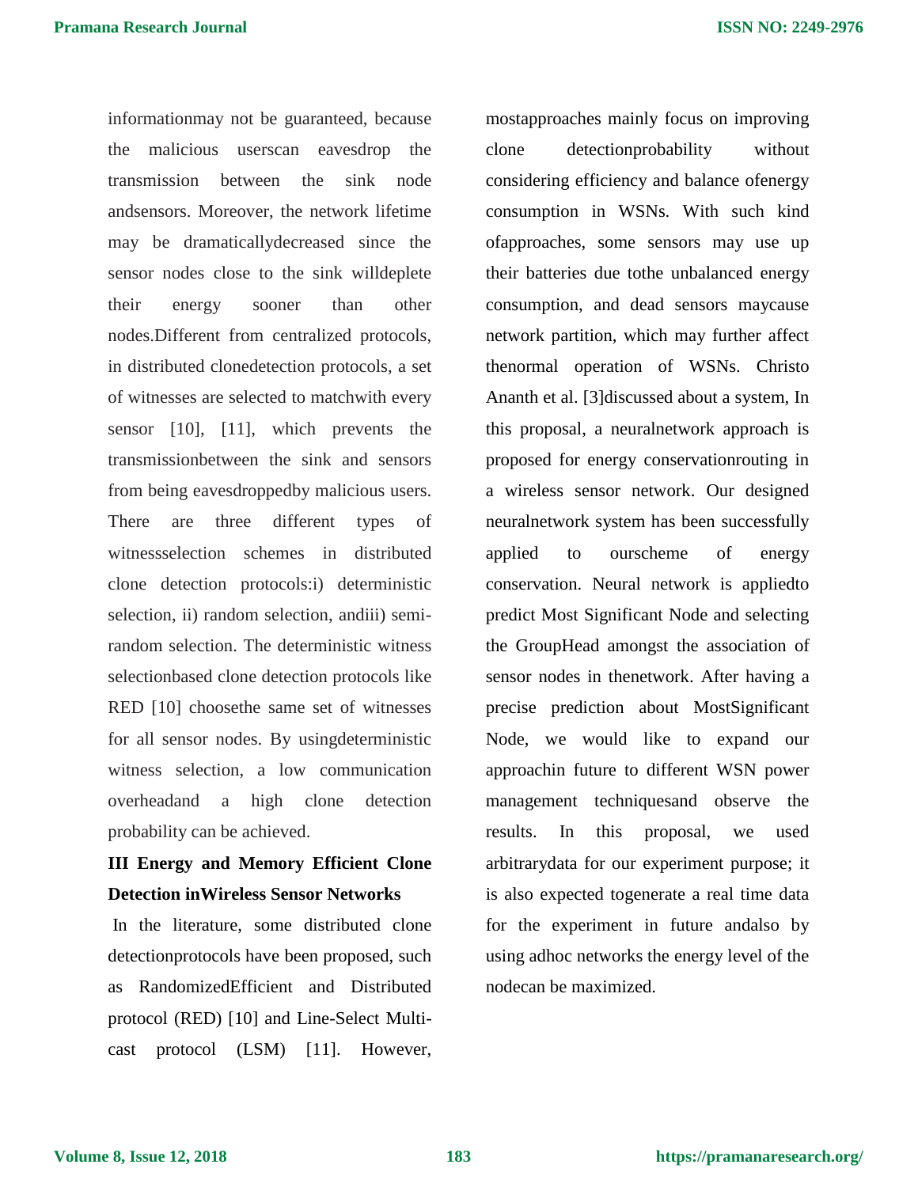informationmay not be guaranteed, because the malicious userscan eavesdrop the transmission between the sink node andsensors. Moreover, the network lifetime may be dramaticallydecreased since the sensor nodes close to the sink willdeplete their energy sooner than other nodes.Different from centralized protocols, in distributed clonedetection protocols, a set of witnesses are selected to matchwith every sensor [10], [11], which prevents the transmissionbetween the sink and sensors from being eavesdroppedby malicious users. There are three different types of witnessselection schemes in distributed clone detection protocols:i) deterministic selection, ii) random selection, andiii) semi-random selection. The deterministic witness selectionbased clone detection protocols like RED [10] choosethe same set of witnesses for all sensor nodes. By usingdeterministic witness selection, a low communication overheadand a high clone detection probability can be achieved.

## III Energy and Memory Efficient Clone Detection inWireless Sensor Networks

In the literature, some distributed clone detectionprotocols have been proposed, such as RandomizedEfficient and Distributed protocol (RED) [10] and Line-Select Multi-cast protocol (LSM) [11]. However, mostapproaches mainly focus on improving clone detectionprobability without considering efficiency and balance ofenergy consumption in WSNs. With such kind ofapproaches, some sensors may use up their batteries due tothe unbalanced energy consumption, and dead sensors maycause network partition, which may further affect thenormal operation of WSNs. Christo Ananth et al. [3]discussed about a system, In this proposal, a neuralnetwork approach is proposed for energy conservationrouting in a wireless sensor network. Our designed neuralnetwork system has been successfully applied to ourscheme of energy conservation. Neural network is appliedto predict Most Significant Node and selecting the GroupHead amongst the association of sensor nodes in thenetwork. After having a precise prediction about MostSignificant Node, we would like to expand our approachin future to different WSN power management techniquesand observe the results. In this proposal, we used arbitrarydata for our experiment purpose; it is also expected togenerate a real time data for the experiment in future andalso by using adhoc networks the energy level of the nodecan be maximized.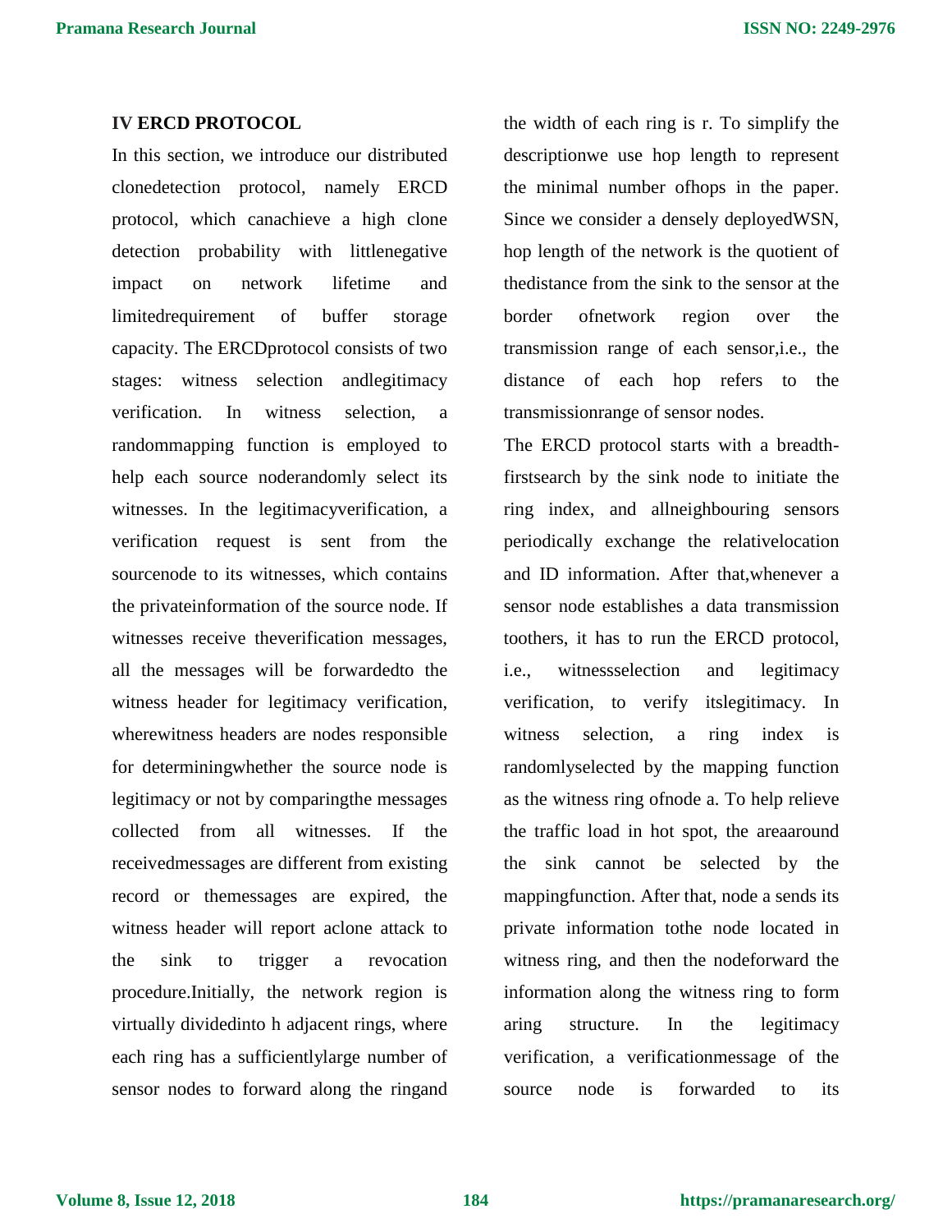### IV ERCD PROTOCOL

In this section, we introduce our distributed clonedetection protocol, namely ERCD protocol, which canachieve a high clone detection probability with littlenegative impact on network lifetime and limitedrequirement of buffer storage capacity. The ERCDprotocol consists of two stages: witness selection andlegitimacy verification. In witness selection, a randommapping function is employed to help each source noderandomly select its witnesses. In the legitimacyverification, a verification request is sent from the sourcenode to its witnesses, which contains the privateinformation of the source node. If witnesses receive theverification messages, all the messages will be forwardedto the witness header for legitimacy verification, wherewitness headers are nodes responsible for determiningwhether the source node is legitimacy or not by comparingthe messages collected from all witnesses. If the receivedmessages are different from existing record or themessages are expired, the witness header will report aclone attack to the sink to trigger a revocation procedure.Initially, the network region is virtually dividedinto h adjacent rings, where each ring has a sufficientlylarge number of sensor nodes to forward along the ringand the width of each ring is r. To simplify the descriptionwe use hop length to represent the minimal number ofhops in the paper. Since we consider a densely deployedWSN, hop length of the network is the quotient of thedistance from the sink to the sensor at the border ofnetwork region over the transmission range of each sensor,i.e., the distance of each hop refers to the transmissionrange of sensor nodes.

The ERCD protocol starts with a breadth-firstsearch by the sink node to initiate the ring index, and allneighbouring sensors periodically exchange the relativelocation and ID information. After that,whenever a sensor node establishes a data transmission toothers, it has to run the ERCD protocol, i.e., witnessselection and legitimacy verification, to verify itslegitimacy. In witness selection, a ring index is randomlyselected by the mapping function as the witness ring ofnode a. To help relieve the traffic load in hot spot, the areaaround the sink cannot be selected by the mappingfunction. After that, node a sends its private information tothe node located in witness ring, and then the nodeforward the information along the witness ring to form aring structure. In the legitimacy verification, a verificationmessage of the source node is forwarded to its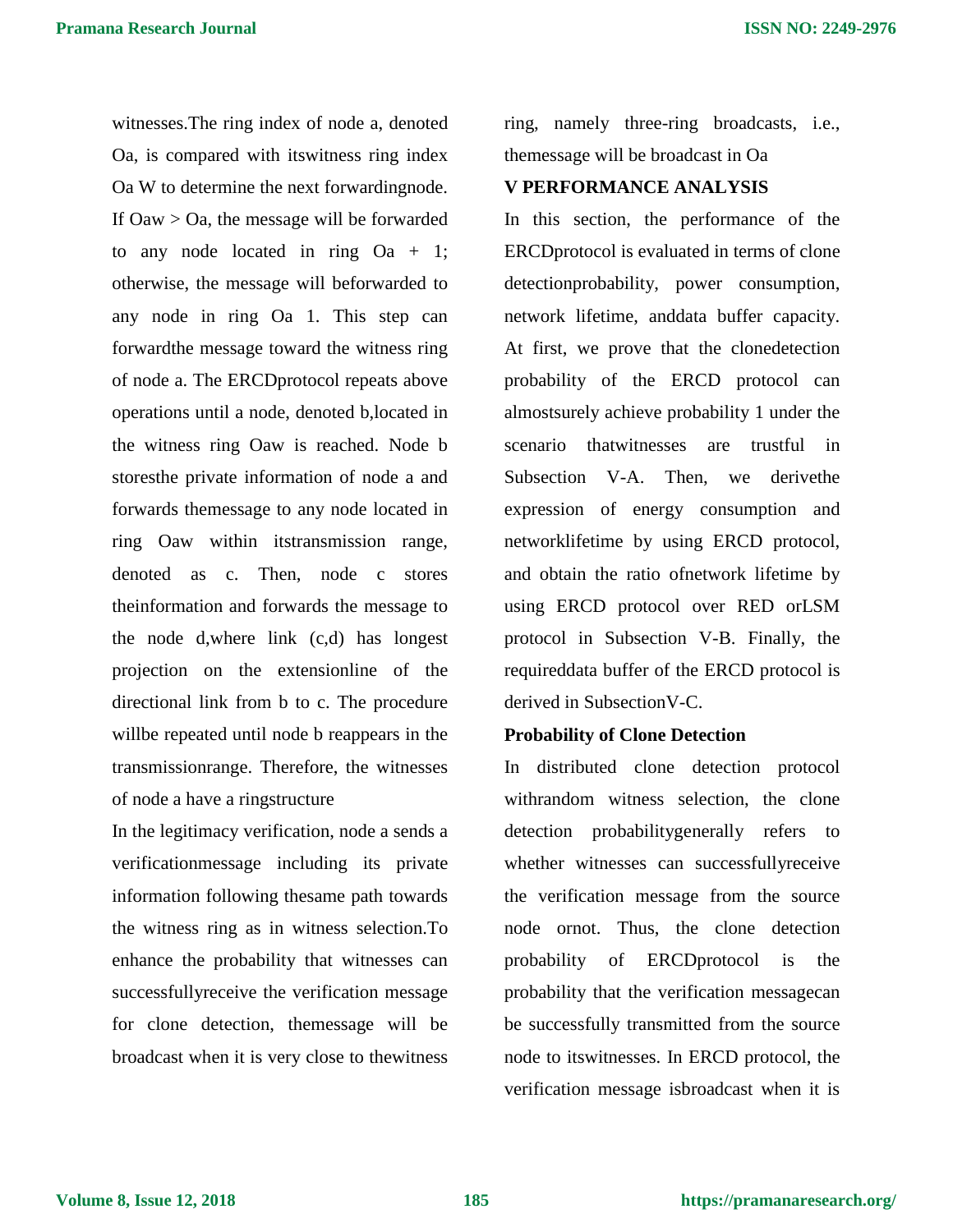witnesses.The ring index of node a, denoted Oa, is compared with itswitness ring index Oa W to determine the next forwardingnode. If Oaw > Oa, the message will be forwarded to any node located in ring Oa + 1; otherwise, the message will beforwarded to any node in ring Oa 1. This step can forwardthe message toward the witness ring of node a. The ERCDprotocol repeats above operations until a node, denoted b,located in the witness ring Oaw is reached. Node b storesthe private information of node a and forwards themessage to any node located in ring Oaw within itstransmission range, denoted as c. Then, node c stores theinformation and forwards the message to the node d,where link (c,d) has longest projection on the extensionline of the directional link from b to c. The procedure willbe repeated until node b reappears in the transmissionrange. Therefore, the witnesses of node a have a ringstructure

In the legitimacy verification, node a sends a verificationmessage including its private information following thesame path towards the witness ring as in witness selection.To enhance the probability that witnesses can successfullyreceive the verification message for clone detection, themessage will be broadcast when it is very close to thewitness ring, namely three-ring broadcasts, i.e., themessage will be broadcast in Oa

## V PERFORMANCE ANALYSIS

In this section, the performance of the ERCDprotocol is evaluated in terms of clone detectionprobability, power consumption, network lifetime, anddata buffer capacity. At first, we prove that the clonedetection probability of the ERCD protocol can almostsurely achieve probability 1 under the scenario thatwitnesses are trustful in Subsection V-A. Then, we derivethe expression of energy consumption and networklifetime by using ERCD protocol, and obtain the ratio ofnetwork lifetime by using ERCD protocol over RED orLSM protocol in Subsection V-B. Finally, the requireddata buffer of the ERCD protocol is derived in SubsectionV-C.

### Probability of Clone Detection

In distributed clone detection protocol withrandom witness selection, the clone detection probabilitygenerally refers to whether witnesses can successfullyreceive the verification message from the source node ornot. Thus, the clone detection probability of ERCDprotocol is the probability that the verification messagecan be successfully transmitted from the source node to itswitnesses. In ERCD protocol, the verification message isbroadcast when it is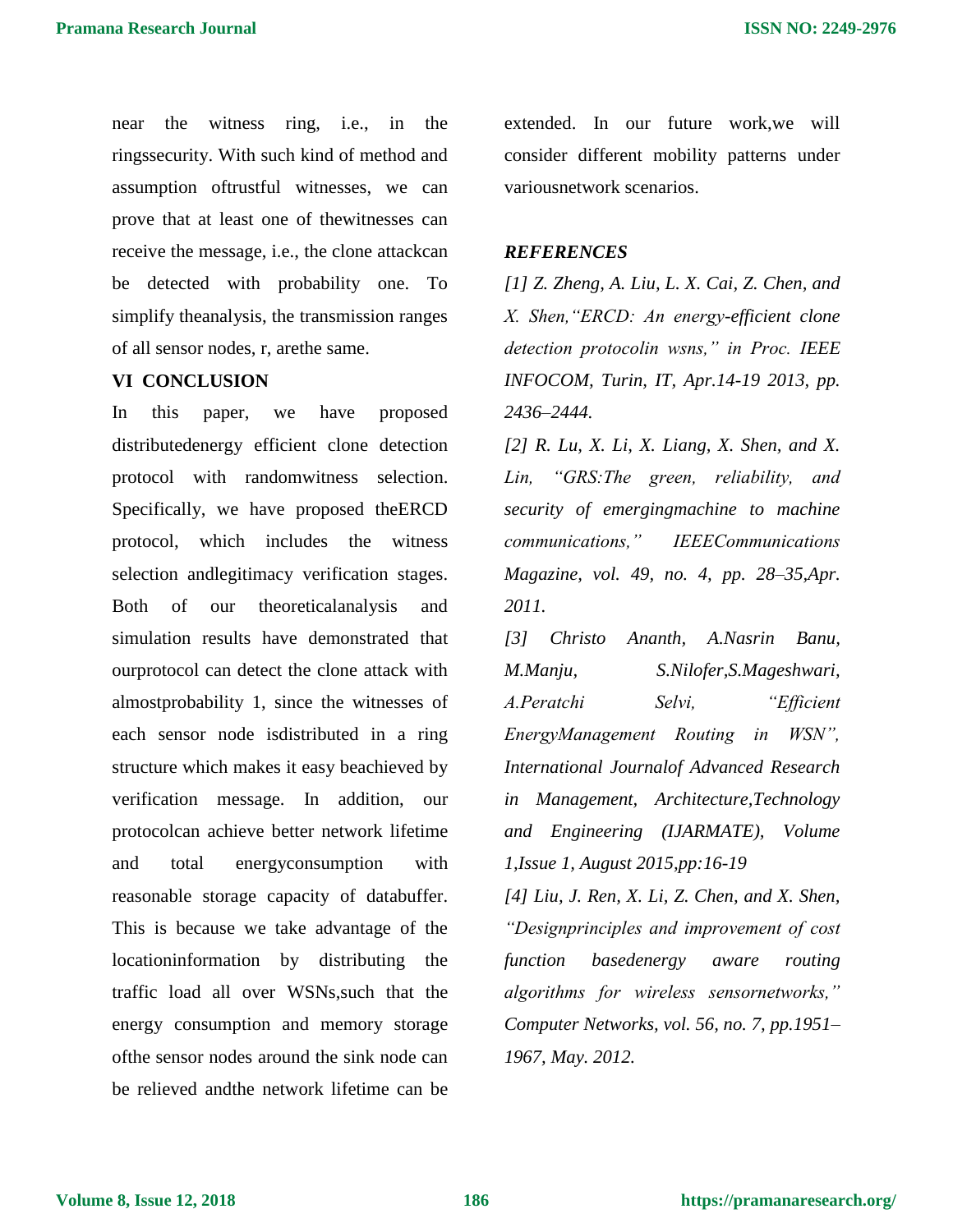near the witness ring, i.e., in the ringssecurity. With such kind of method and assumption oftrustful witnesses, we can prove that at least one of thewitnesses can receive the message, i.e., the clone attackcan be detected with probability one. To simplify theanalysis, the transmission ranges of all sensor nodes, r, arethe same.

## VI CONCLUSION

In this paper, we have proposed distributedenergy efficient clone detection protocol with randomwitness selection. Specifically, we have proposed theERCD protocol, which includes the witness selection andlegitimacy verification stages. Both of our theoreticalanalysis and simulation results have demonstrated that ourprotocol can detect the clone attack with almostprobability 1, since the witnesses of each sensor node isdistributed in a ring structure which makes it easy beachieved by verification message. In addition, our protocolcan achieve better network lifetime and total energyconsumption with reasonable storage capacity of databuffer. This is because we take advantage of the locationinformation by distributing the traffic load all over WSNs,such that the energy consumption and memory storage ofthe sensor nodes around the sink node can be relieved andthe network lifetime can be extended. In our future work,we will consider different mobility patterns under variousnetwork scenarios.

## *REFERENCES*

*[1] Z. Zheng, A. Liu, L. X. Cai, Z. Chen, and X. Shen,"ERCD: An energy-efficient clone detection protocolin wsns," in Proc. IEEE INFOCOM, Turin, IT, Apr.14-19 2013, pp. 2436–2444.*

*[2] R. Lu, X. Li, X. Liang, X. Shen, and X. Lin, "GRS:The green, reliability, and security of emergingmachine to machine communications," IEEECommunications Magazine, vol. 49, no. 4, pp. 28–35,Apr. 2011.*

*[3] Christo Ananth, A.Nasrin Banu, M.Manju, S.Nilofer,S.Mageshwari, A.Peratchi Selvi, "Efficient EnergyManagement Routing in WSN", International Journalof Advanced Research in Management, Architecture,Technology and Engineering (IJARMATE), Volume 1,Issue 1, August 2015,pp:16-19*

*[4] Liu, J. Ren, X. Li, Z. Chen, and X. Shen, "Designprinciples and improvement of cost function basedenergy aware routing algorithms for wireless sensornetworks," Computer Networks, vol. 56, no. 7, pp.1951–1967, May. 2012.*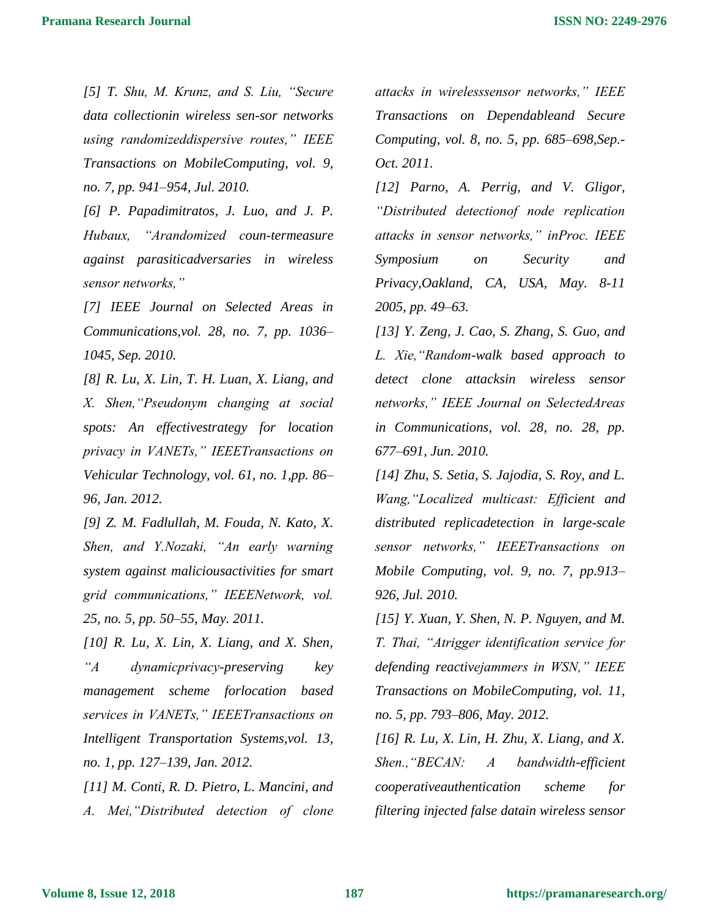[5] T. Shu, M. Krunz, and S. Liu, "Secure data collectionin wireless sen-sor networks using randomizeddispersive routes," IEEE Transactions on MobileComputing, vol. 9, no. 7, pp. 941–954, Jul. 2010.

[6] P. Papadimitratos, J. Luo, and J. P. Hubaux, "Arandomized coun-termeasure against parasiticadversaries in wireless sensor networks,"

[7] IEEE Journal on Selected Areas in Communications,vol. 28, no. 7, pp. 1036–1045, Sep. 2010.

[8] R. Lu, X. Lin, T. H. Luan, X. Liang, and X. Shen,"Pseudonym changing at social spots: An effectivestrategy for location privacy in VANETs," IEEETransactions on Vehicular Technology, vol. 61, no. 1,pp. 86–96, Jan. 2012.

[9] Z. M. Fadlullah, M. Fouda, N. Kato, X. Shen, and Y.Nozaki, "An early warning system against maliciousactivities for smart grid communications," IEEENetwork, vol. 25, no. 5, pp. 50–55, May. 2011.

[10] R. Lu, X. Lin, X. Liang, and X. Shen, "A dynamicprivacy-preserving key management scheme forlocation based services in VANETs," IEEETransactions on Intelligent Transportation Systems,vol. 13, no. 1, pp. 127–139, Jan. 2012.

[11] M. Conti, R. D. Pietro, L. Mancini, and A. Mei,"Distributed detection of clone attacks in wirelesssensor networks," IEEE Transactions on Dependableand Secure Computing, vol. 8, no. 5, pp. 685–698,Sep.-Oct. 2011.

[12] Parno, A. Perrig, and V. Gligor, "Distributed detectionof node replication attacks in sensor networks," inProc. IEEE Symposium on Security and Privacy,Oakland, CA, USA, May. 8-11 2005, pp. 49–63.

[13] Y. Zeng, J. Cao, S. Zhang, S. Guo, and L. Xie,"Random-walk based approach to detect clone attacksin wireless sensor networks," IEEE Journal on SelectedAreas in Communications, vol. 28, no. 28, pp. 677–691, Jun. 2010.

[14] Zhu, S. Setia, S. Jajodia, S. Roy, and L. Wang,"Localized multicast: Efficient and distributed replicadetection in large-scale sensor networks," IEEETransactions on Mobile Computing, vol. 9, no. 7, pp.913–926, Jul. 2010.

[15] Y. Xuan, Y. Shen, N. P. Nguyen, and M. T. Thai, "Atrigger identification service for defending reactivejammers in WSN," IEEE Transactions on MobileComputing, vol. 11, no. 5, pp. 793–806, May. 2012.

[16] R. Lu, X. Lin, H. Zhu, X. Liang, and X. Shen.,"BECAN: A bandwidth-efficient cooperativeauthentication scheme for filtering injected false datain wireless sensor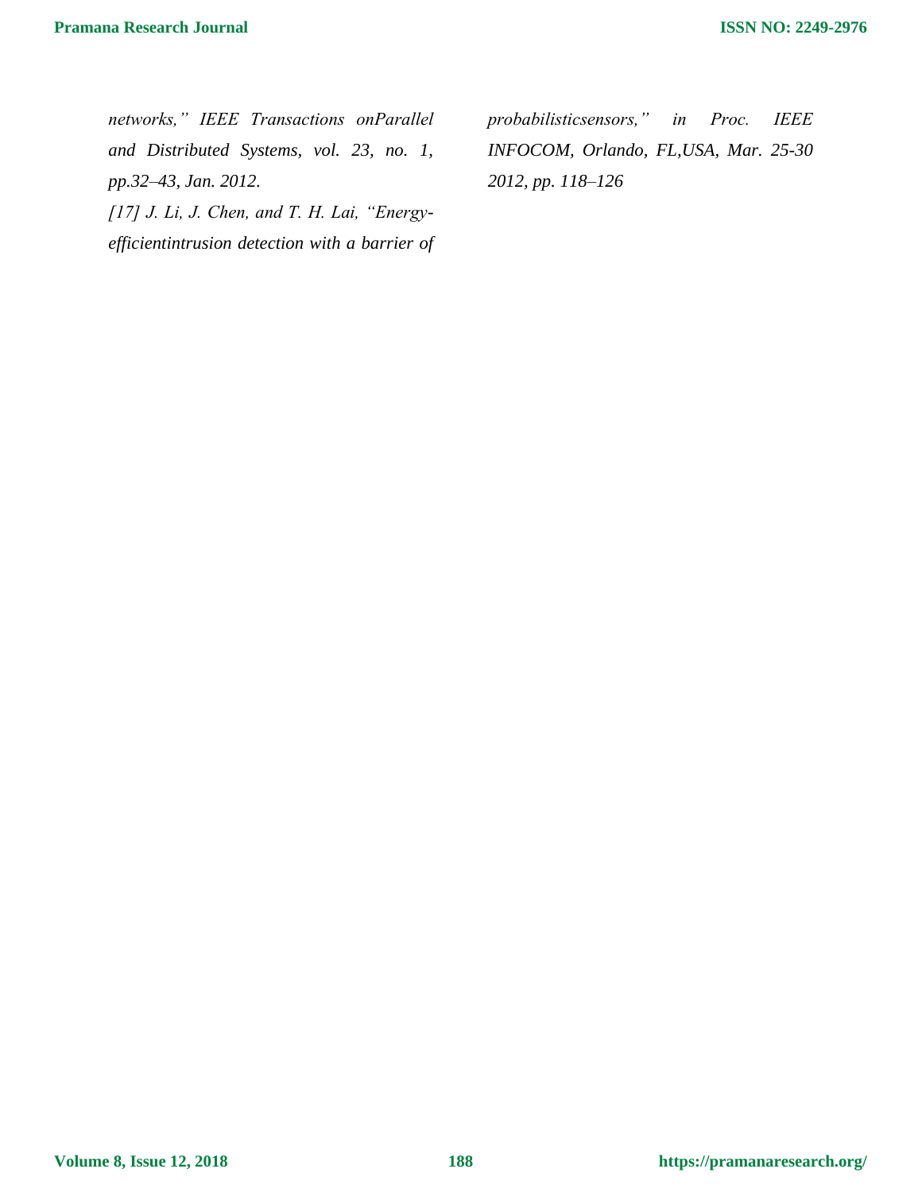*networks," IEEE Transactions onParallel and Distributed Systems, vol. 23, no. 1, pp.32–43, Jan. 2012.*

*[17] J. Li, J. Chen, and T. H. Lai, "Energy-efficientintrusion detection with a barrier of probabilisticsensors," in Proc. IEEE INFOCOM, Orlando, FL,USA, Mar. 25-30 2012, pp. 118–126*